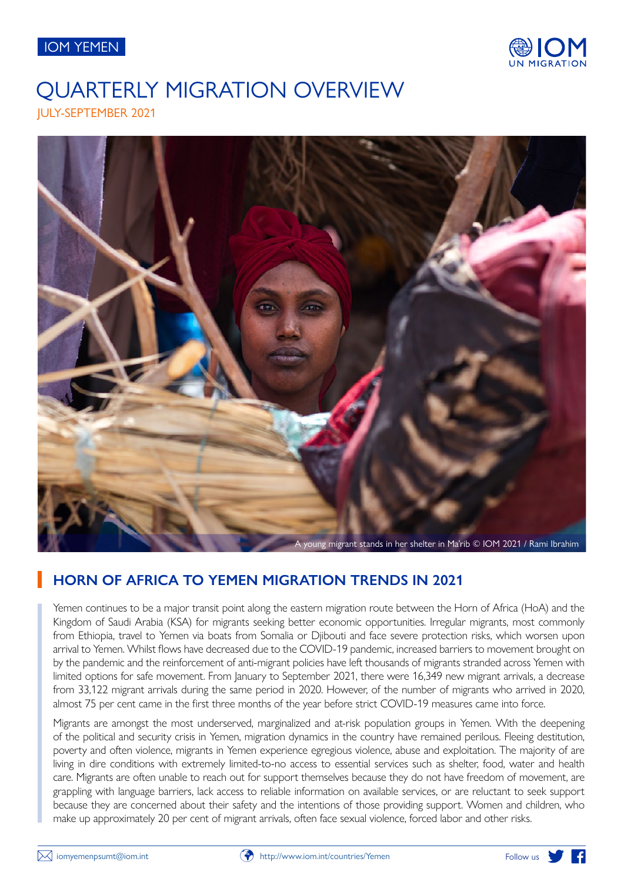IOM YEMEN

# QUARTERLY MIGRATION OVERVIEW

JULY-SEPTEMBER 2021

A young migrant stands in her shelter in Ma'rib © IOM 2021 / Rami Ibrahim

## HORN OF AFRICA TO YEMEN MIGRATION TRENDS IN 2021

Yemen continues to be a major transit point along the eastern migration route between the Horn of Africa (HoA) and the Kingdom of Saudi Arabia (KSA) for migrants seeking better economic opportunities. Irregular migrants, most commonly from Ethiopia, travel to Yemen via boats from Somalia or Djibouti and face severe protection risks, which worsen upon arrival to Yemen. Whilst flows have decreased due to the COVID-19 pandemic, increased barriers to movement brought on by the pandemic and the reinforcement of anti-migrant policies have left thousands of migrants stranded across Yemen with limited options for safe movement. From January to September 2021, there were 16,349 new migrant arrivals, a decrease from 33,122 migrant arrivals during the same period in 2020. However, of the number of migrants who arrived in 2020, almost 75 per cent came in the first three months of the year before strict COVID-19 measures came into force.

Migrants are amongst the most underserved, marginalized and at-risk population groups in Yemen. With the deepening of the political and security crisis in Yemen, migration dynamics in the country have remained perilous. Fleeing destitution, poverty and often violence, migrants in Yemen experience egregious violence, abuse and exploitation. The majority of are living in dire conditions with extremely limited-to-no access to essential services such as shelter, food, water and health care. Migrants are often unable to reach out for support themselves because they do not have freedom of movement, are grappling with language barriers, lack access to reliable information on available services, or are reluctant to seek support because they are concerned about their safety and the intentions of those providing support. Women and children, who make up approximately 20 per cent of migrant arrivals, often face sexual violence, forced labor and other risks.

iomyemenpsumt@iom.int | http://www.iom.int/countries/Yemen | Follow us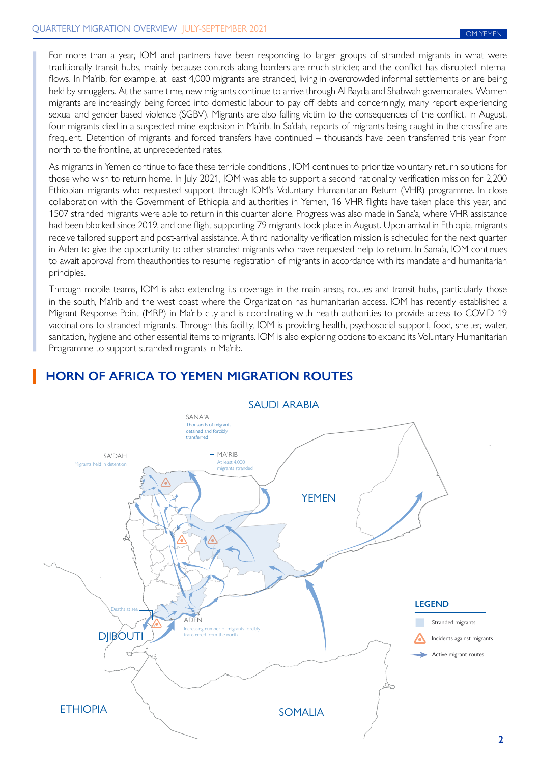For more than a year, IOM and partners have been responding to larger groups of stranded migrants in what were traditionally transit hubs, mainly because controls along borders are much stricter, and the conflict has disrupted internal flows. In Ma'rib, for example, at least 4,000 migrants are stranded, living in overcrowded informal settlements or are being held by smugglers. At the same time, new migrants continue to arrive through Al Bayda and Shabwah governorates. Women migrants are increasingly being forced into domestic labour to pay off debts and concerningly, many report experiencing sexual and gender-based violence (SGBV). Migrants are also falling victim to the consequences of the conflict. In August, four migrants died in a suspected mine explosion in Ma'rib. In Sa'dah, reports of migrants being caught in the crossfire are frequent. Detention of migrants and forced transfers have continued – thousands have been transferred this year from north to the frontline, at unprecedented rates.

As migrants in Yemen continue to face these terrible conditions , IOM continues to prioritize voluntary return solutions for those who wish to return home. In July 2021, IOM was able to support a second nationality verification mission for 2,200 Ethiopian migrants who requested support through IOM's Voluntary Humanitarian Return (VHR) programme. In close collaboration with the Government of Ethiopia and authorities in Yemen, 16 VHR flights have taken place this year, and 1507 stranded migrants were able to return in this quarter alone. Progress was also made in Sana'a, where VHR assistance had been blocked since 2019, and one flight supporting 79 migrants took place in August. Upon arrival in Ethiopia, migrants receive tailored support and post-arrival assistance. A third nationality verification mission is scheduled for the next quarter in Aden to give the opportunity to other stranded migrants who have requested help to return. In Sana'a, IOM continues to await approval from theauthorities to resume registration of migrants in accordance with its mandate and humanitarian principles.

Through mobile teams, IOM is also extending its coverage in the main areas, routes and transit hubs, particularly those in the south, Ma'rib and the west coast where the Organization has humanitarian access. IOM has recently established a Migrant Response Point (MRP) in Ma'rib city and is coordinating with health authorities to provide access to COVID-19 vaccinations to stranded migrants. Through this facility, IOM is providing health, psychosocial support, food, shelter, water, sanitation, hygiene and other essential items to migrants. IOM is also exploring options to expand its Voluntary Humanitarian Programme to support stranded migrants in Ma'rib.

## HORN OF AFRICA TO YEMEN MIGRATION ROUTES

SAUDI ARABIA

SANA'A – Thousands of migrants detained and forcibly transferred

SA'DAH – Migrants held in detention

MA'RIB – At least 4,000 migrants stranded

YEMEN

Deaths at sea

ADEN – Increasing number of migrants forcibly transferred from the north

DJIBOUTI

ETHIOPIA

SOMALIA

**LEGEND**

- Stranded migrants
- Incidents against migrants
- Active migrant routes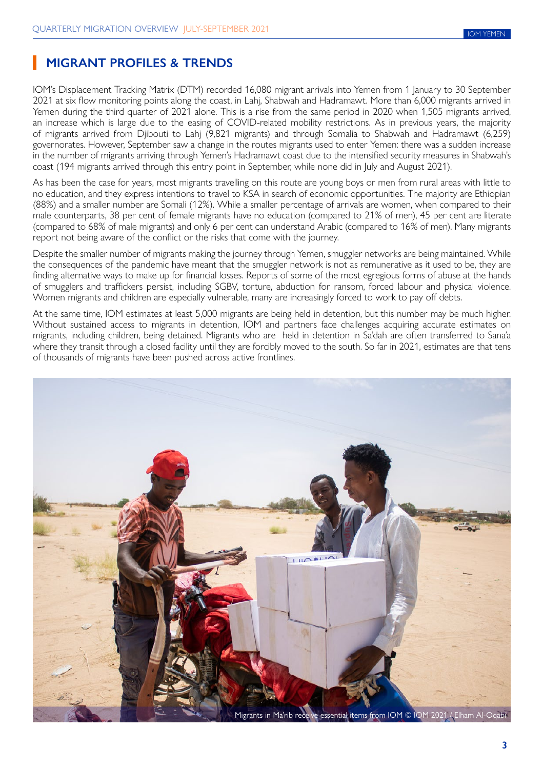## MIGRANT PROFILES & TRENDS

IOM's Displacement Tracking Matrix (DTM) recorded 16,080 migrant arrivals into Yemen from 1 January to 30 September 2021 at six flow monitoring points along the coast, in Lahj, Shabwah and Hadramawt. More than 6,000 migrants arrived in Yemen during the third quarter of 2021 alone. This is a rise from the same period in 2020 when 1,505 migrants arrived, an increase which is large due to the easing of COVID-related mobility restrictions. As in previous years, the majority of migrants arrived from Djibouti to Lahj (9,821 migrants) and through Somalia to Shabwah and Hadramawt (6,259) governorates. However, September saw a change in the routes migrants used to enter Yemen: there was a sudden increase in the number of migrants arriving through Yemen's Hadramawt coast due to the intensified security measures in Shabwah's coast (194 migrants arrived through this entry point in September, while none did in July and August 2021).

As has been the case for years, most migrants travelling on this route are young boys or men from rural areas with little to no education, and they express intentions to travel to KSA in search of economic opportunities. The majority are Ethiopian (88%) and a smaller number are Somali (12%). While a smaller percentage of arrivals are women, when compared to their male counterparts, 38 per cent of female migrants have no education (compared to 21% of men), 45 per cent are literate (compared to 68% of male migrants) and only 6 per cent can understand Arabic (compared to 16% of men). Many migrants report not being aware of the conflict or the risks that come with the journey.

Despite the smaller number of migrants making the journey through Yemen, smuggler networks are being maintained. While the consequences of the pandemic have meant that the smuggler network is not as remunerative as it used to be, they are finding alternative ways to make up for financial losses. Reports of some of the most egregious forms of abuse at the hands of smugglers and traffickers persist, including SGBV, torture, abduction for ransom, forced labour and physical violence. Women migrants and children are especially vulnerable, many are increasingly forced to work to pay off debts.

At the same time, IOM estimates at least 5,000 migrants are being held in detention, but this number may be much higher. Without sustained access to migrants in detention, IOM and partners face challenges acquiring accurate estimates on migrants, including children, being detained. Migrants who are held in detention in Sa'dah are often transferred to Sana'a where they transit through a closed facility until they are forcibly moved to the south. So far in 2021, estimates are that tens of thousands of migrants have been pushed across active frontlines.

Migrants in Ma'rib receive essential items from IOM © IOM 2021 / Elham Al-Oqabi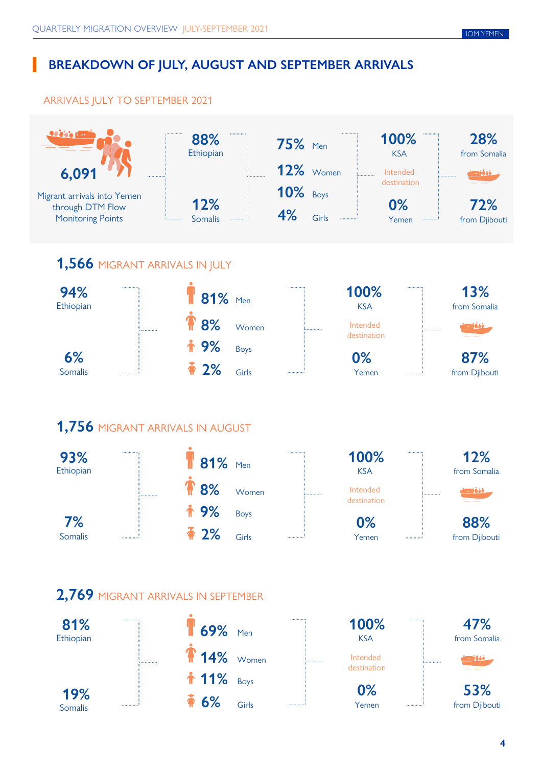## BREAKDOWN OF JULY, AUGUST AND SEPTEMBER ARRIVALS

### ARRIVALS JULY TO SEPTEMBER 2021

**6,091**

Migrant arrivals into Yemen through DTM Flow Monitoring Points

| Nationality | Demographics | Intended destination | Departure |
|---|---|---|---|
| 88% Ethiopian | 75% Men | 100% KSA | 28% from Somalia |
| 12% Somalis | 12% Women | 0% Yemen | 72% from Djibouti |
| | 10% Boys | | |
| | 4% Girls | | |

### 1,566 MIGRANT ARRIVALS IN JULY

| Nationality | Demographics | Intended destination | Departure |
|---|---|---|---|
| 94% Ethiopian | 81% Men | 100% KSA | 13% from Somalia |
| 6% Somalis | 8% Women | 0% Yemen | 87% from Djibouti |
| | 9% Boys | | |
| | 2% Girls | | |

### 1,756 MIGRANT ARRIVALS IN AUGUST

| Nationality | Demographics | Intended destination | Departure |
|---|---|---|---|
| 93% Ethiopian | 81% Men | 100% KSA | 12% from Somalia |
| 7% Somalis | 8% Women | 0% Yemen | 88% from Djibouti |
| | 9% Boys | | |
| | 2% Girls | | |

### 2,769 MIGRANT ARRIVALS IN SEPTEMBER

| Nationality | Demographics | Intended destination | Departure |
|---|---|---|---|
| 81% Ethiopian | 69% Men | 100% KSA | 47% from Somalia |
| 19% Somalis | 14% Women | 0% Yemen | 53% from Djibouti |
| | 11% Boys | | |
| | 6% Girls | | |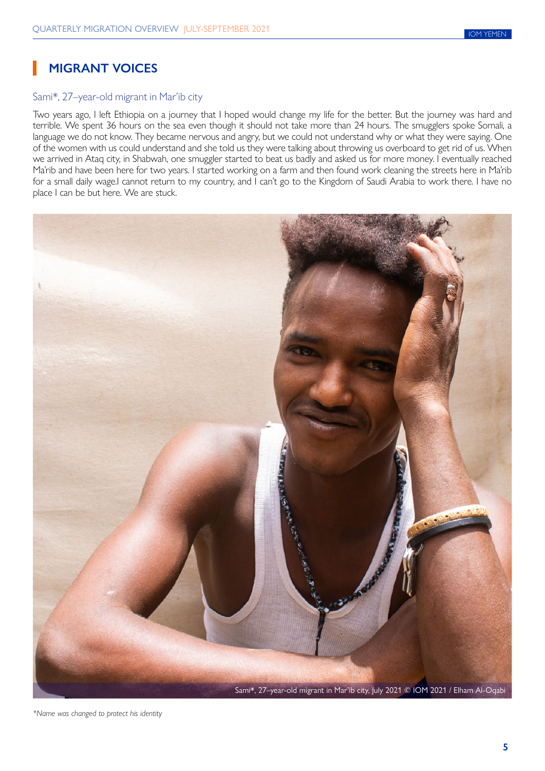## MIGRANT VOICES

### Sami*, 27–year-old migrant in Mar'ib city

Two years ago, I left Ethiopia on a journey that I hoped would change my life for the better. But the journey was hard and terrible. We spent 36 hours on the sea even though it should not take more than 24 hours. The smugglers spoke Somali, a language we do not know. They became nervous and angry, but we could not understand why or what they were saying. One of the women with us could understand and she told us they were talking about throwing us overboard to get rid of us. When we arrived in Ataq city, in Shabwah, one smuggler started to beat us badly and asked us for more money. I eventually reached Ma'rib and have been here for two years. I started working on a farm and then found work cleaning the streets here in Ma'rib for a small daily wage.I cannot return to my country, and I can't go to the Kingdom of Saudi Arabia to work there. I have no place I can be but here. We are stuck.

Sami*, 27–year-old migrant in Mar'ib city, July 2021 © IOM 2021 / Elham Al-Oqabi

*\*Name was changed to protect his identity*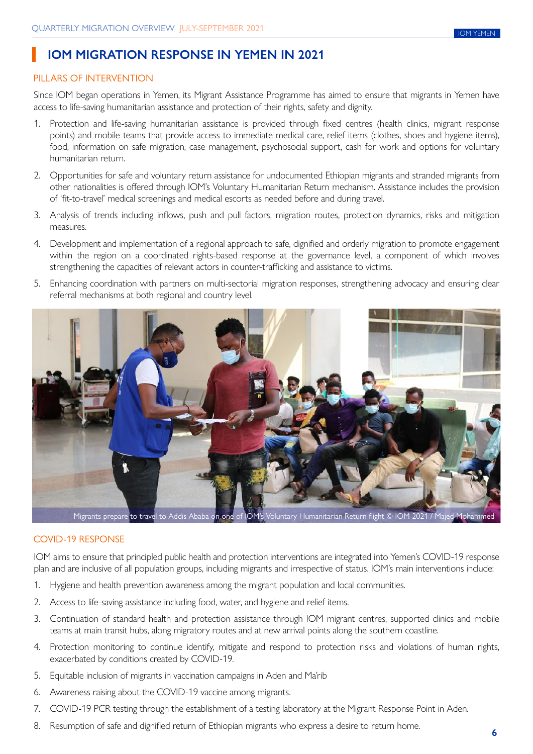# IOM MIGRATION RESPONSE IN YEMEN IN 2021

## PILLARS OF INTERVENTION

Since IOM began operations in Yemen, its Migrant Assistance Programme has aimed to ensure that migrants in Yemen have access to life-saving humanitarian assistance and protection of their rights, safety and dignity.

1. Protection and life-saving humanitarian assistance is provided through fixed centres (health clinics, migrant response points) and mobile teams that provide access to immediate medical care, relief items (clothes, shoes and hygiene items), food, information on safe migration, case management, psychosocial support, cash for work and options for voluntary humanitarian return.
2. Opportunities for safe and voluntary return assistance for undocumented Ethiopian migrants and stranded migrants from other nationalities is offered through IOM's Voluntary Humanitarian Return mechanism. Assistance includes the provision of 'fit-to-travel' medical screenings and medical escorts as needed before and during travel.
3. Analysis of trends including inflows, push and pull factors, migration routes, protection dynamics, risks and mitigation measures.
4. Development and implementation of a regional approach to safe, dignified and orderly migration to promote engagement within the region on a coordinated rights-based response at the governance level, a component of which involves strengthening the capacities of relevant actors in counter-trafficking and assistance to victims.
5. Enhancing coordination with partners on multi-sectorial migration responses, strengthening advocacy and ensuring clear referral mechanisms at both regional and country level.

Migrants prepare to travel to Addis Ababa on one of IOM's Voluntary Humanitarian Return flight © IOM 2021 / Majed Mohammed

## COVID-19 RESPONSE

IOM aims to ensure that principled public health and protection interventions are integrated into Yemen's COVID-19 response plan and are inclusive of all population groups, including migrants and irrespective of status. IOM's main interventions include:

1. Hygiene and health prevention awareness among the migrant population and local communities.
2. Access to life-saving assistance including food, water, and hygiene and relief items.
3. Continuation of standard health and protection assistance through IOM migrant centres, supported clinics and mobile teams at main transit hubs, along migratory routes and at new arrival points along the southern coastline.
4. Protection monitoring to continue identify, mitigate and respond to protection risks and violations of human rights, exacerbated by conditions created by COVID-19.
5. Equitable inclusion of migrants in vaccination campaigns in Aden and Ma'rib
6. Awareness raising about the COVID-19 vaccine among migrants.
7. COVID-19 PCR testing through the establishment of a testing laboratory at the Migrant Response Point in Aden.
8. Resumption of safe and dignified return of Ethiopian migrants who express a desire to return home.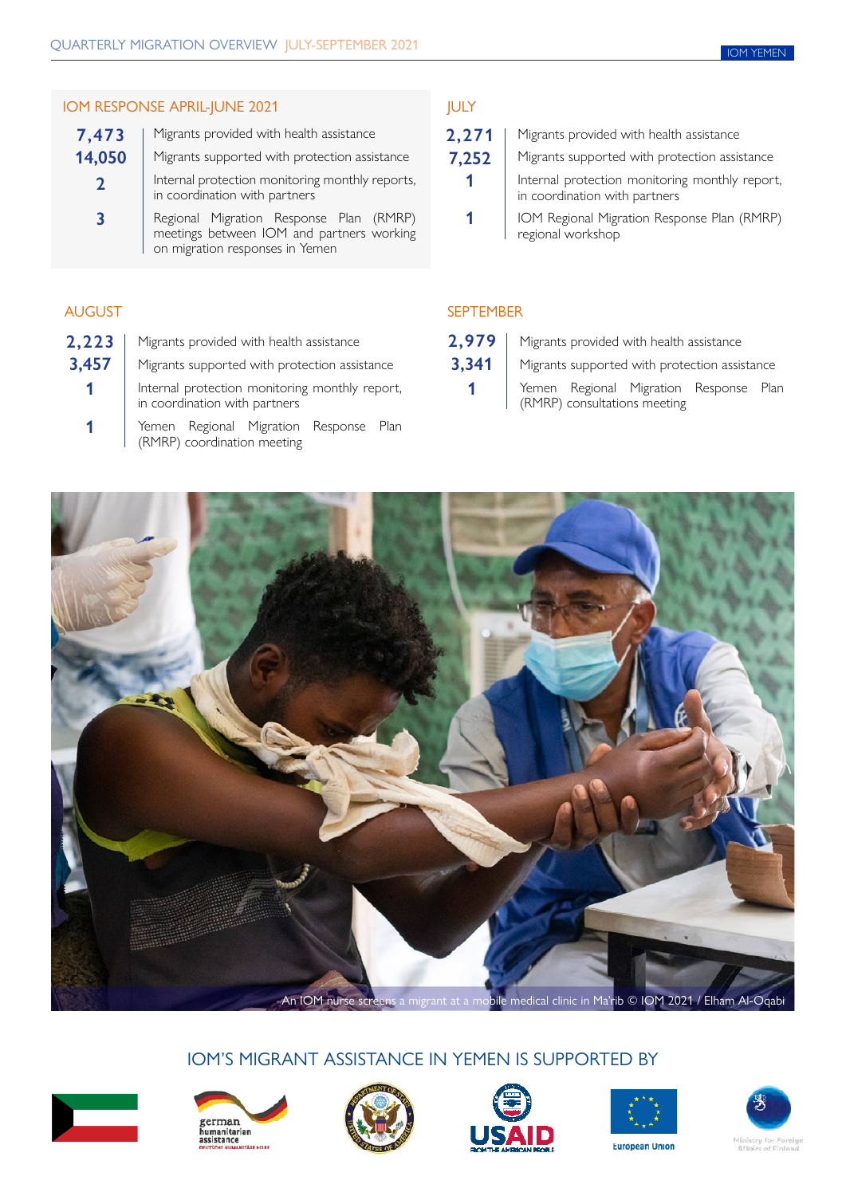## IOM RESPONSE APRIL-JUNE 2021

| | |
|---|---|
| **7,473** | Migrants provided with health assistance |
| **14,050** | Migrants supported with protection assistance |
| **2** | Internal protection monitoring monthly reports, in coordination with partners |
| **3** | Regional Migration Response Plan (RMRP) meetings between IOM and partners working on migration responses in Yemen |

## JULY

| | |
|---|---|
| **2,271** | Migrants provided with health assistance |
| **7,252** | Migrants supported with protection assistance |
| **1** | Internal protection monitoring monthly report, in coordination with partners |
| **1** | IOM Regional Migration Response Plan (RMRP) regional workshop |

## AUGUST

| | |
|---|---|
| **2,223** | Migrants provided with health assistance |
| **3,457** | Migrants supported with protection assistance |
| **1** | Internal protection monitoring monthly report, in coordination with partners |
| **1** | Yemen Regional Migration Response Plan (RMRP) coordination meeting |

## SEPTEMBER

| | |
|---|---|
| **2,979** | Migrants provided with health assistance |
| **3,341** | Migrants supported with protection assistance |
| **1** | Yemen Regional Migration Response Plan (RMRP) consultations meeting |

An IOM nurse screens a migrant at a mobile medical clinic in Ma'rib © IOM 2021 / Elham Al-Oqabi

## IOM'S MIGRANT ASSISTANCE IN YEMEN IS SUPPORTED BY

german humanitarian assistance

USAID FROM THE AMERICAN PEOPLE

European Union

Ministry for Foreign Affairs of Finland